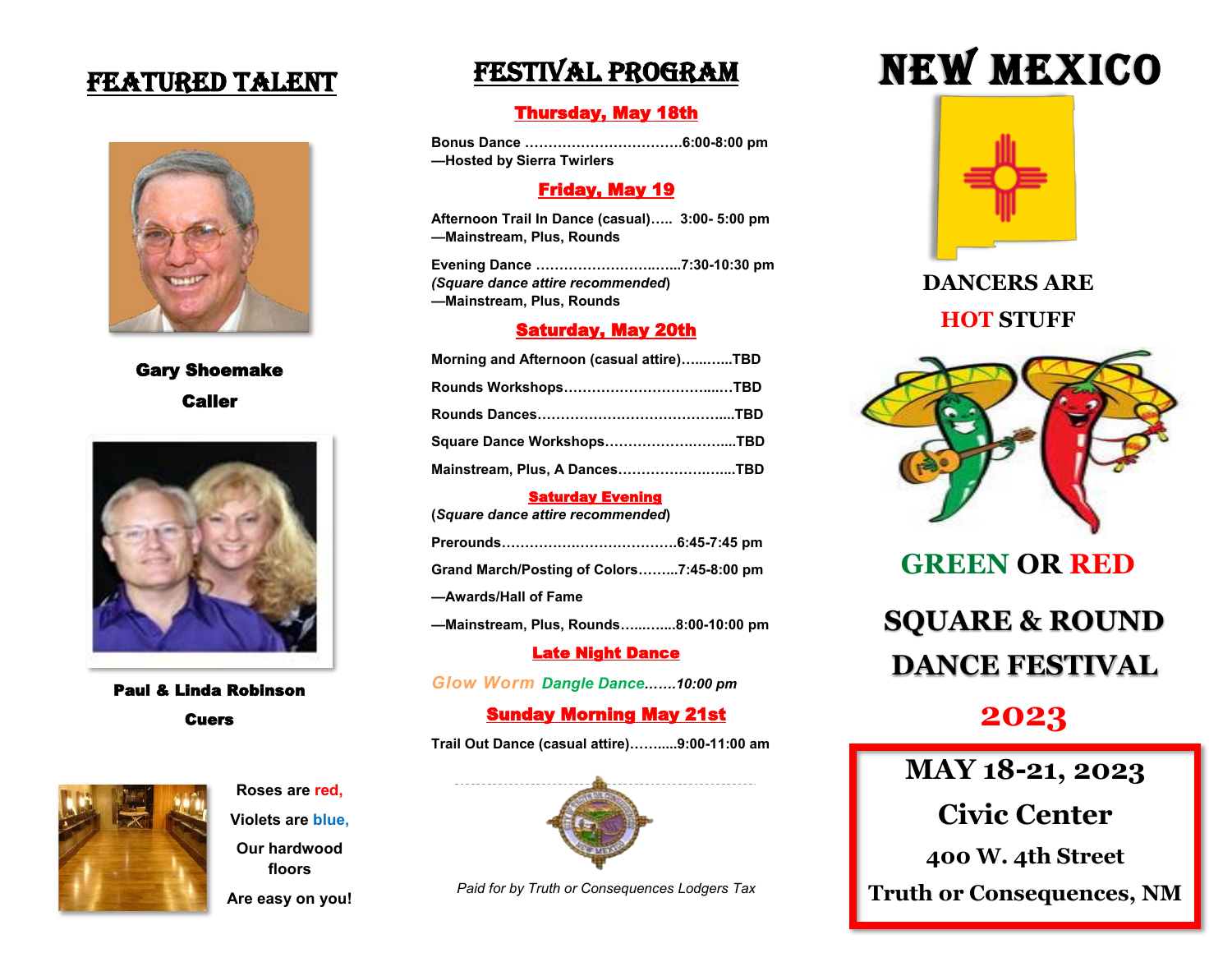## FEATURED TALENT

**Gary Shoemake**

**Caller**

**Paul & Linda Robinson**

**Cuers**

Roses are red,

Violets are blue,

Our hardwood floors

Are easy on you!

## FESTIVAL PROGRAM

### Thursday, May 18th

Bonus Dance ……………………………6:00-8:00 pm
—Hosted by Sierra Twirlers

### Friday, May 19

Afternoon Trail In Dance (casual)….. 3:00- 5:00 pm
—Mainstream, Plus, Rounds

Evening Dance ……………………..…..7:30-10:30 pm
*(Square dance attire recommended)*
—Mainstream, Plus, Rounds

### Saturday, May 20th

Morning and Afternoon (casual attire)…..…..TBD

Rounds Workshops…………………………..…TBD

Rounds Dances……………………………………...TBD

Square Dance Workshops……………….……....TBD

Mainstream, Plus, A Dances………………….....TBD

### Saturday Evening

(*Square dance attire recommended*)

Prerounds……………………………….6:45-7:45 pm

Grand March/Posting of Colors……...7:45-8:00 pm

—Awards/Hall of Fame

—Mainstream, Plus, Rounds…..……..8:00-10:00 pm

### Late Night Dance

*Glow Worm Dangle Dance…….10:00 pm*

### Sunday Morning May 21st

Trail Out Dance (casual attire)……....9:00-11:00 am

*Paid for by Truth or Consequences Lodgers Tax*

# NEW MEXICO

**DANCERS ARE HOT STUFF**

**GREEN OR RED**

**SQUARE & ROUND DANCE FESTIVAL**

**2023**

**MAY 18-21, 2023**

**Civic Center**

**400 W. 4th Street**

**Truth or Consequences, NM**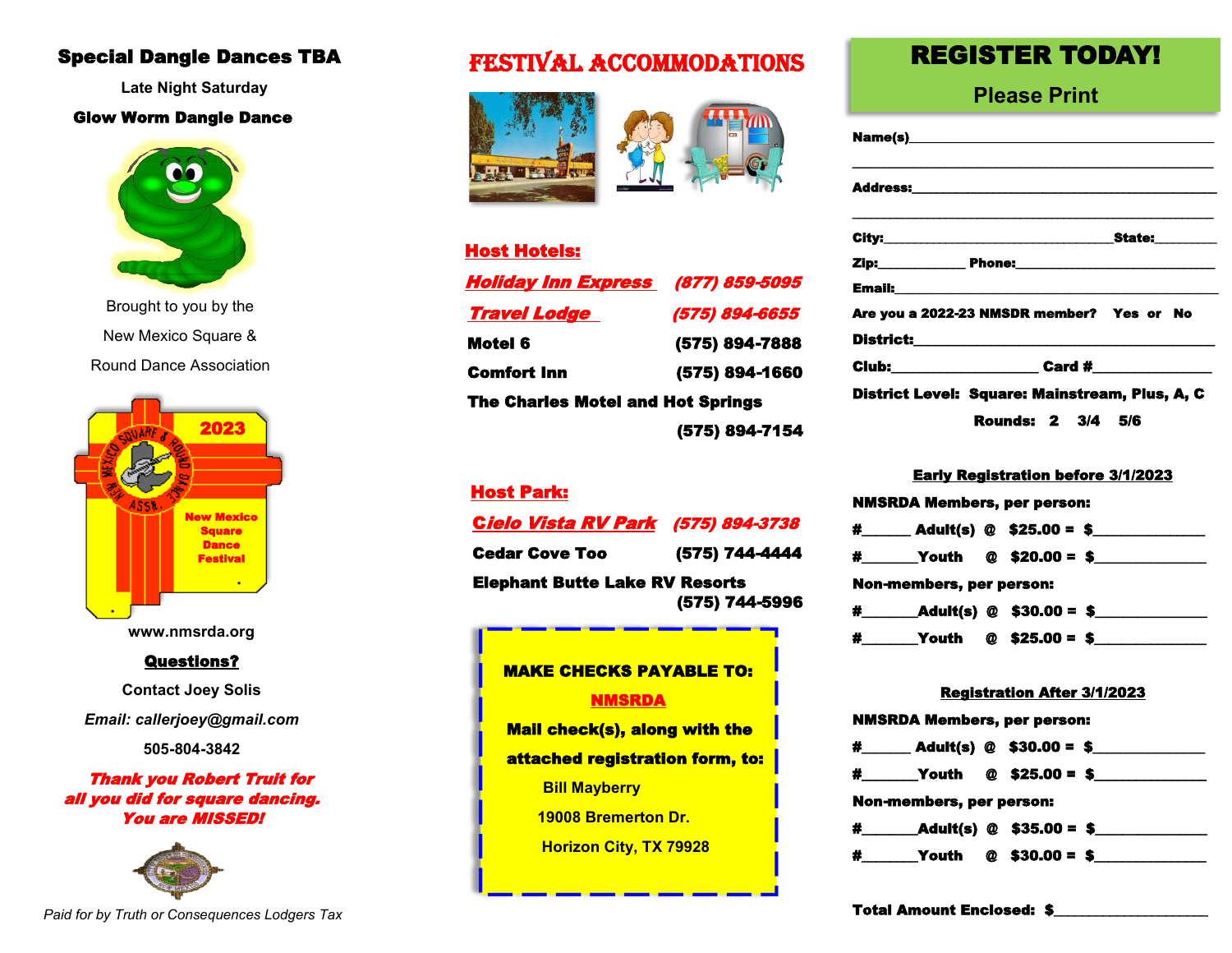## Special Dangle Dances TBA

**Late Night Saturday**

**Glow Worm Dangle Dance**

Brought to you by the

New Mexico Square &

Round Dance Association

2023

New Mexico Square Dance Festival

**www.nmsrda.org**

**Questions?**

**Contact Joey Solis**

***Email: callerjoey@gmail.com***

**505-804-3842**

***Thank you Robert Truit for all you did for square dancing. You are MISSED!***

*Paid for by Truth or Consequences Lodgers Tax*

# FESTIVAL ACCOMMODATIONS

## Host Hotels:

| | |
|---|---|
| ***Holiday Inn Express*** | ***(877) 859-5095*** |
| ***Travel Lodge*** | ***(575) 894-6655*** |
| **Motel 6** | **(575) 894-7888** |
| **Comfort Inn** | **(575) 894-1660** |
| **The Charles Motel and Hot Springs** | **(575) 894-7154** |

## Host Park:

| | |
|---|---|
| ***Cielo Vista RV Park*** | ***(575) 894-3738*** |
| **Cedar Cove Too** | **(575) 744-4444** |
| **Elephant Butte Lake RV Resorts** | **(575) 744-5996** |

**MAKE CHECKS PAYABLE TO:**

**NMSRDA**

**Mail check(s), along with the attached registration form, to:**

**Bill Mayberry**

**19008 Bremerton Dr.**

**Horizon City, TX 79928**

# REGISTER TODAY!

## Please Print

**Name(s)**______________________________________________

______________________________________________

**Address:**______________________________________________

______________________________________________

**City:**______________________________**State:**__________

**Zip:**____________ **Phone:**__________________________

**Email:**______________________________________________

**Are you a 2022-23 NMSDR member? Yes or No**

**District:**______________________________________________

**Club:**____________________ **Card #**________________

**District Level: Square: Mainstream, Plus, A, C**

**Rounds: 2 3/4 5/6**

**Early Registration before 3/1/2023**

**NMSRDA Members, per person:**

**#______ Adult(s) @ $25.00 = $______________**

**#_______Youth @ $20.00 = $______________**

**Non-members, per person:**

**#_______Adult(s) @ $30.00 = $______________**

**#_______Youth @ $25.00 = $______________**

**Registration After 3/1/2023**

**NMSRDA Members, per person:**

**#______ Adult(s) @ $30.00 = $______________**

**#_______Youth @ $25.00 = $______________**

**Non-members, per person:**

**#_______Adult(s) @ $35.00 = $______________**

**#_______Youth @ $30.00 = $______________**

**Total Amount Enclosed: $____________________**